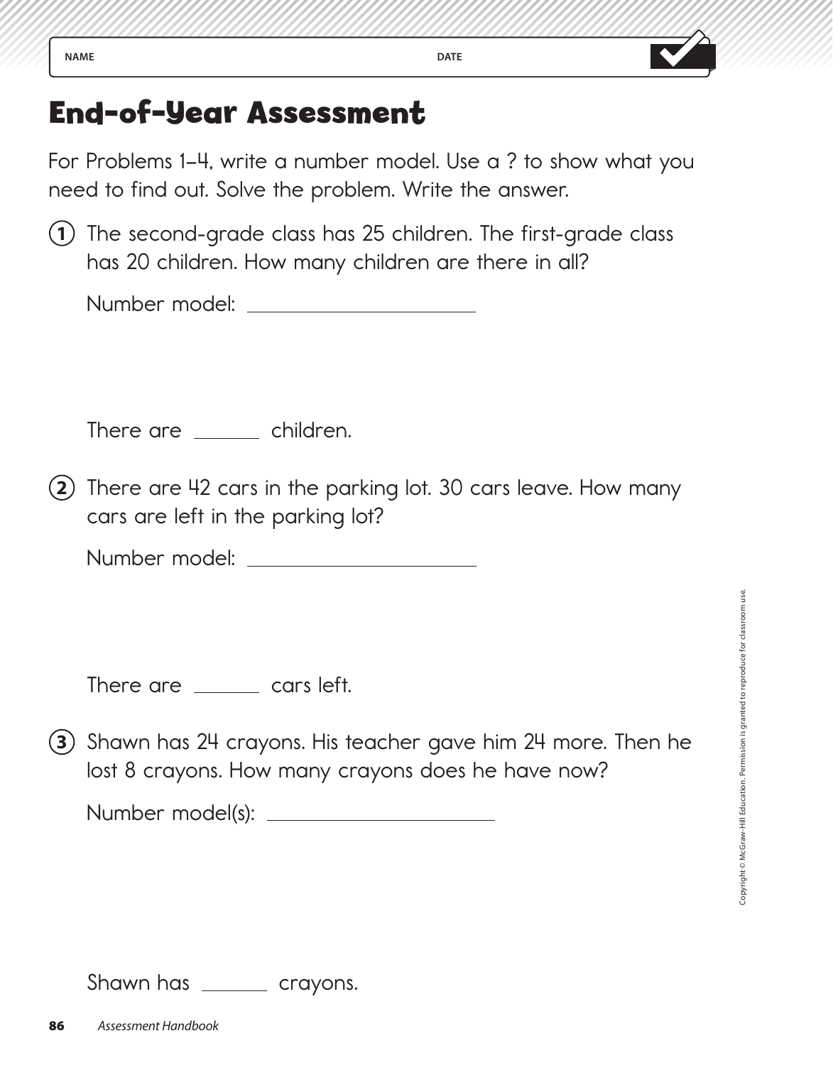NAME DATE

# End-of-Year Assessment

For Problems 1–4, write a number model. Use a ? to show what you need to find out. Solve the problem. Write the answer.

1. The second-grade class has 25 children. The first-grade class has 20 children. How many children are there in all?

   Number model: ____________________

   There are ______ children.

2. There are 42 cars in the parking lot. 30 cars leave. How many cars are left in the parking lot?

   Number model: ____________________

   There are ______ cars left.

3. Shawn has 24 crayons. His teacher gave him 24 more. Then he lost 8 crayons. How many crayons does he have now?

   Number model(s): ____________________

   Shawn has ______ crayons.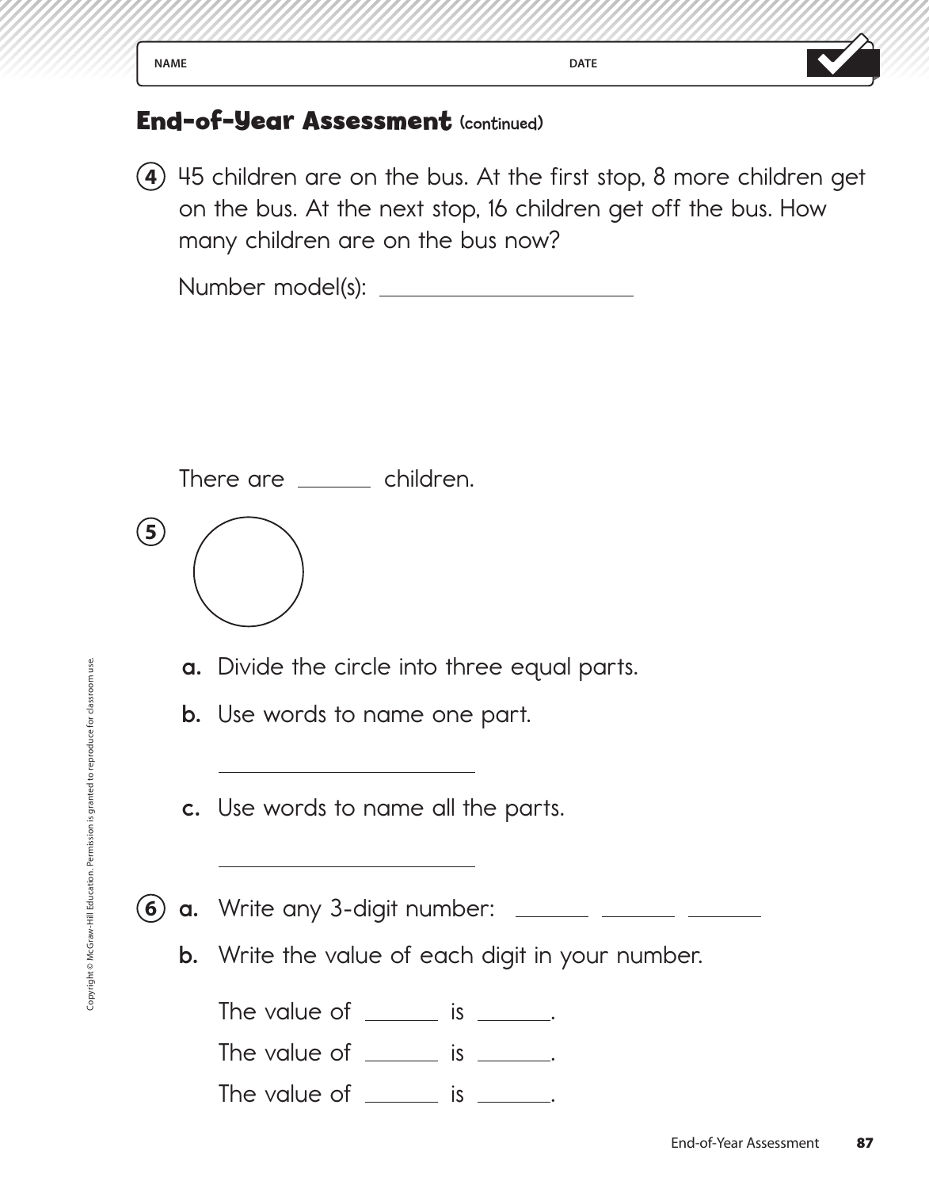NAME DATE

## End-of-Year Assessment (continued)

4. 45 children are on the bus. At the first stop, 8 more children get on the bus. At the next stop, 16 children get off the bus. How many children are on the bus now?

   Number model(s): ______________________

   There are _______ children.

5. a. Divide the circle into three equal parts.

   b. Use words to name one part.

   ______________________

   c. Use words to name all the parts.

   ______________________

6. a. Write any 3-digit number: _______ _______ _______

   b. Write the value of each digit in your number.

   The value of _______ is _______.

   The value of _______ is _______.

   The value of _______ is _______.

Copyright © McGraw-Hill Education. Permission is granted to reproduce for classroom use.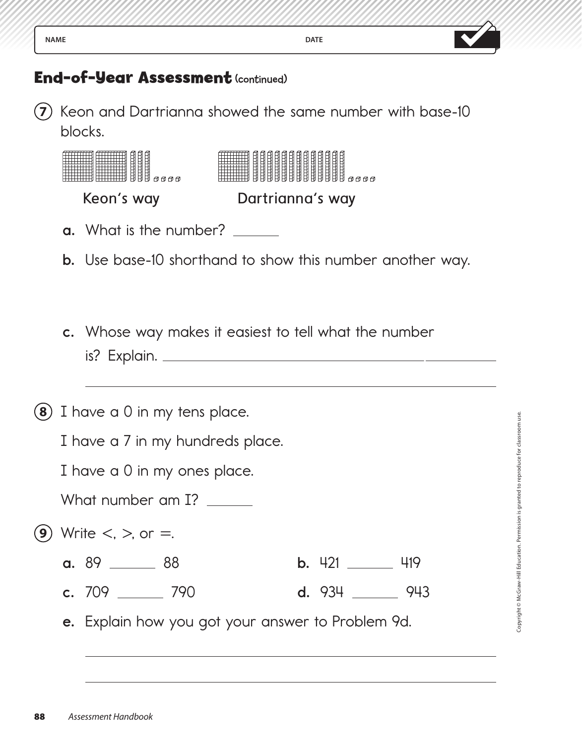NAME DATE

## End-of-Year Assessment (continued)

**7** Keon and Dartrianna showed the same number with base-10 blocks.

Keon's way Dartrianna's way

**a.** What is the number? ______

**b.** Use base-10 shorthand to show this number another way.

**c.** Whose way makes it easiest to tell what the number is? Explain. ______________________________

______________________________

**8** I have a 0 in my tens place.

I have a 7 in my hundreds place.

I have a 0 in my ones place.

What number am I? ______

**9** Write <, >, or =.

**a.** 89 ______ 88

**b.** 421 ______ 419

**c.** 709 ______ 790

**d.** 934 ______ 943

**e.** Explain how you got your answer to Problem 9d.

______________________________

______________________________

Copyright © McGraw-Hill Education. Permission is granted to reproduce for classroom use.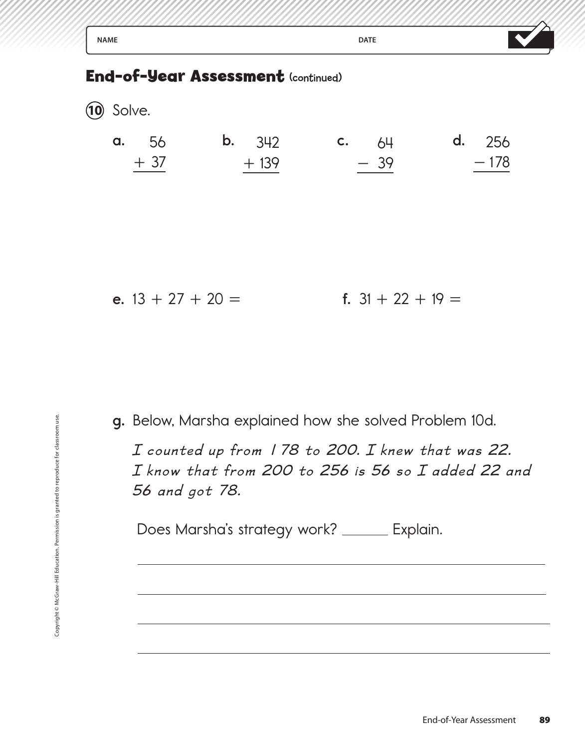NAME DATE

## End-of-Year Assessment (continued)

**10** Solve.

**a.** $\begin{array}{r} 56 \\ +\ 37 \\ \hline \end{array}$

**b.** $\begin{array}{r} 342 \\ +\ 139 \\ \hline \end{array}$

**c.** $\begin{array}{r} 64 \\ -\ 39 \\ \hline \end{array}$

**d.** $\begin{array}{r} 256 \\ -\ 178 \\ \hline \end{array}$

**e.** $13 + 27 + 20 =$

**f.** $31 + 22 + 19 =$

**g.** Below, Marsha explained how she solved Problem 10d.

*I counted up from 178 to 200. I knew that was 22. I know that from 200 to 256 is 56 so I added 22 and 56 and got 78.*

Does Marsha's strategy work? ______ Explain.

______________________________________________________________

______________________________________________________________

______________________________________________________________

______________________________________________________________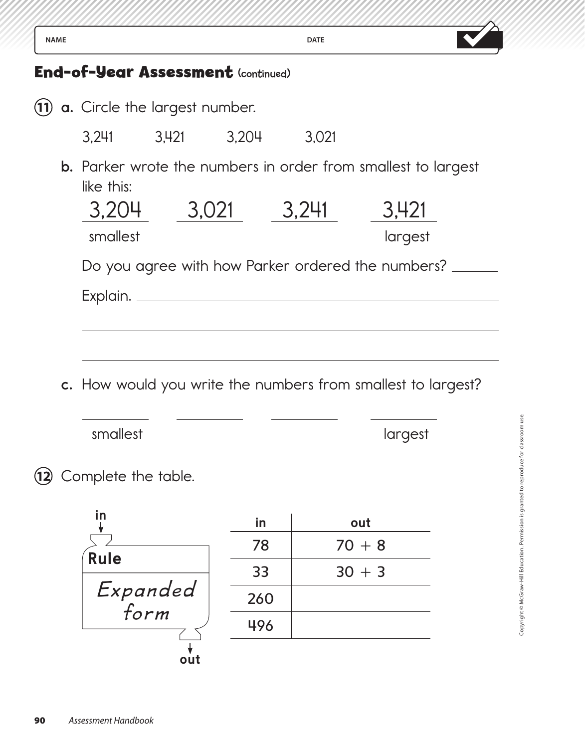NAME DATE

## End-of-Year Assessment (continued)

**11** **a.** Circle the largest number.

3,241 3,421 3,204 3,021

**b.** Parker wrote the numbers in order from smallest to largest like this:

| 3,204 | 3,021 | 3,241 | 3,421 |
|---|---|---|---|
| smallest | | | largest |

Do you agree with how Parker ordered the numbers? ______

Explain. ____________________________________________

______________________________________________________

______________________________________________________

**c.** How would you write the numbers from smallest to largest?

| ______ | ______ | ______ | ______ |
|---|---|---|---|
| smallest | | | largest |

**12** Complete the table.

in ↓

**Rule**

*Expanded form*

↓ out

| in | out |
|---|---|
| 78 | 70 + 8 |
| 33 | 30 + 3 |
| 260 | |
| 496 | |

Copyright © McGraw-Hill Education. Permission is granted to reproduce for classroom use.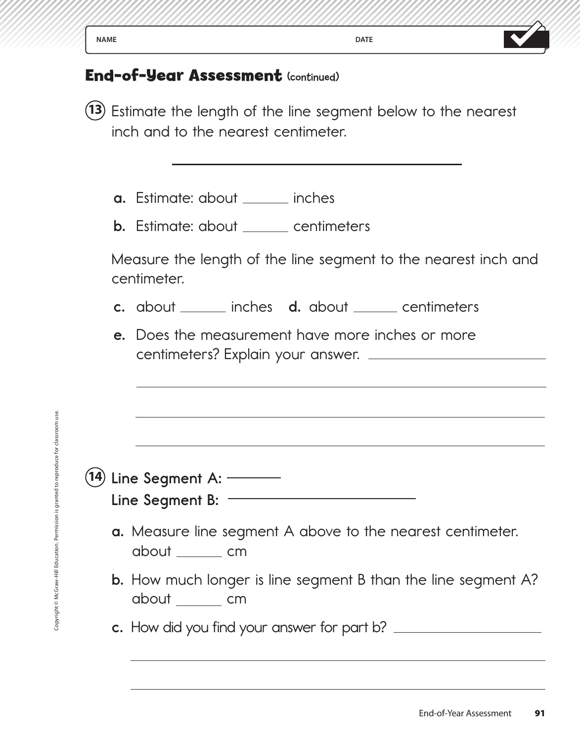NAME DATE

## End-of-Year Assessment (continued)

**13** Estimate the length of the line segment below to the nearest inch and to the nearest centimeter.

______________________________

**a.** Estimate: about _______ inches

**b.** Estimate: about _______ centimeters

Measure the length of the line segment to the nearest inch and centimeter.

**c.** about _______ inches **d.** about _______ centimeters

**e.** Does the measurement have more inches or more centimeters? Explain your answer. _______________________

_______________________________________________

_______________________________________________

_______________________________________________

**14** **Line Segment A:** ______

**Line Segment B:** ____________________

**a.** Measure line segment A above to the nearest centimeter.
about _______ cm

**b.** How much longer is line segment B than the line segment A?
about _______ cm

**c.** How did you find your answer for part b? _______________________

_______________________________________________

_______________________________________________

Copyright © McGraw-Hill Education. Permission is granted to reproduce for classroom use.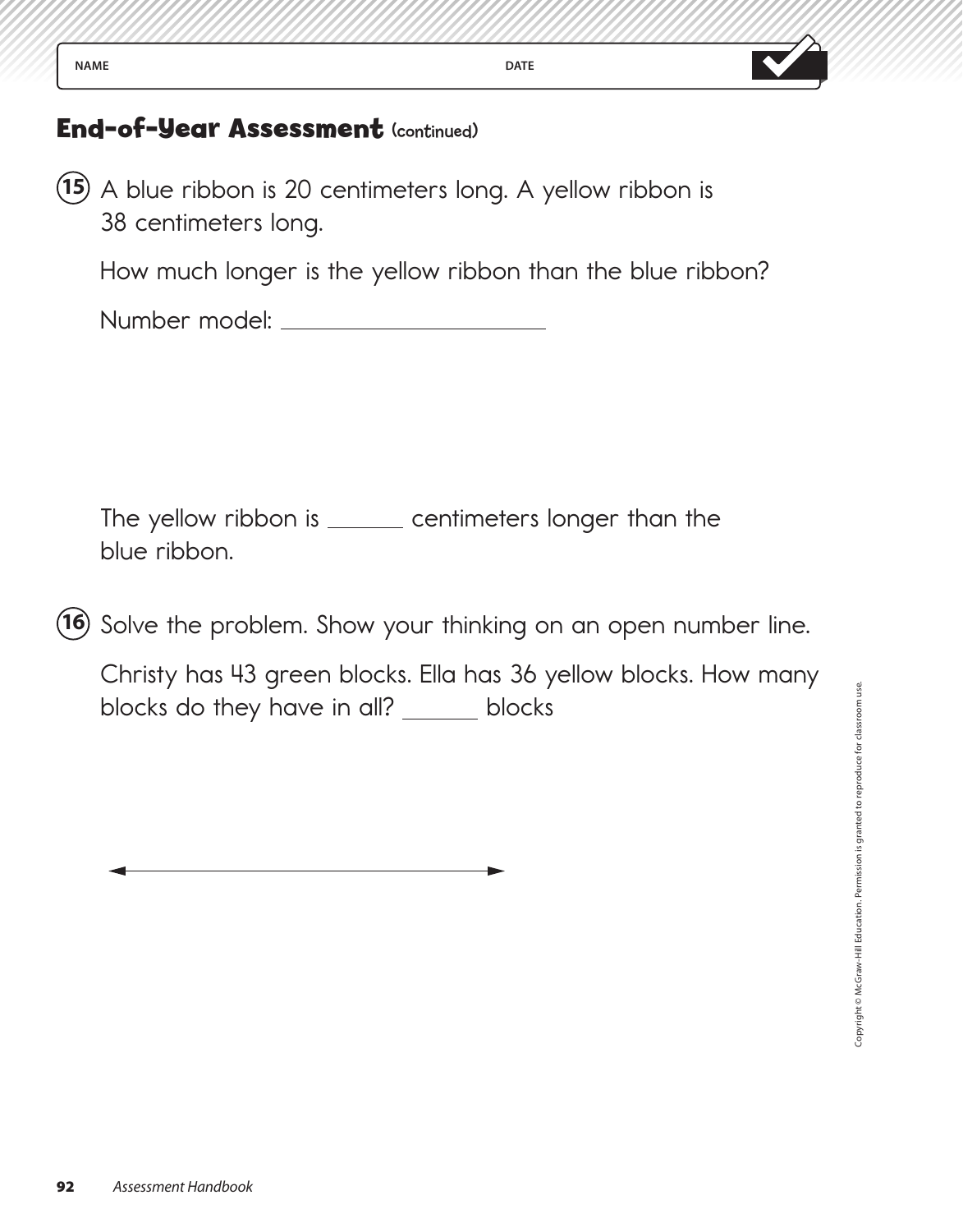NAME DATE

## End-of-Year Assessment (continued)

**15** A blue ribbon is 20 centimeters long. A yellow ribbon is 38 centimeters long.

How much longer is the yellow ribbon than the blue ribbon?

Number model: ______________________

The yellow ribbon is ______ centimeters longer than the blue ribbon.

**16** Solve the problem. Show your thinking on an open number line.

Christy has 43 green blocks. Ella has 36 yellow blocks. How many blocks do they have in all? ______ blocks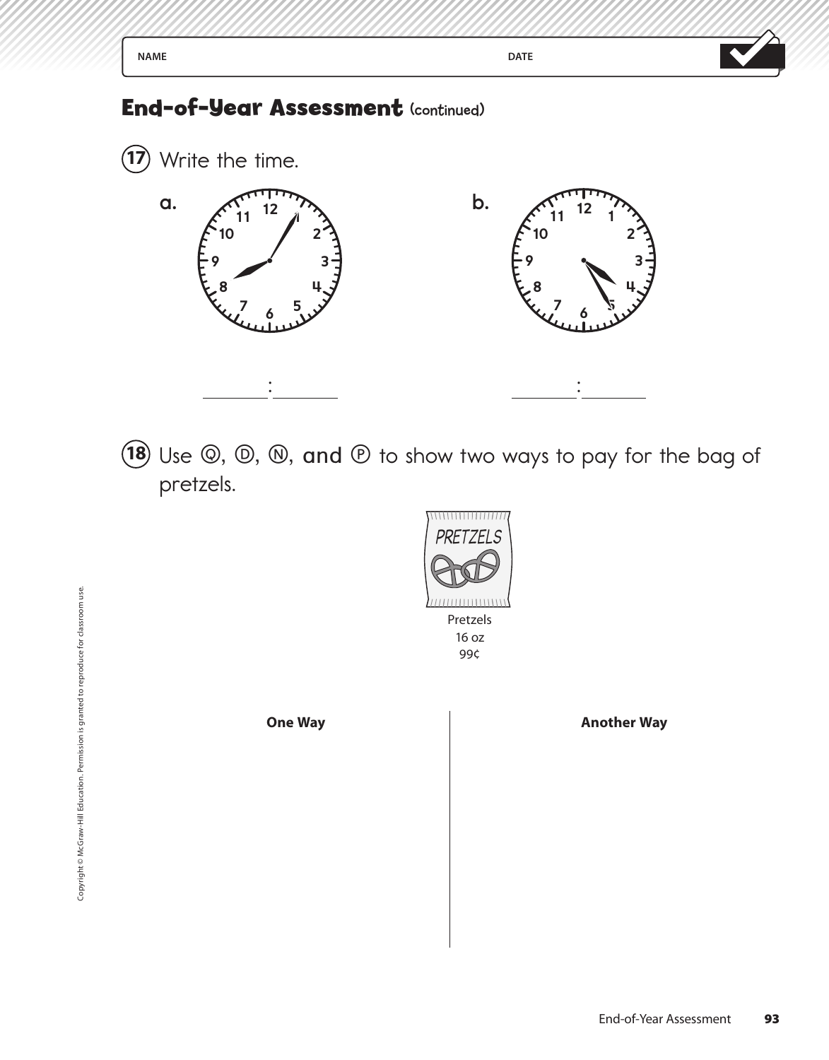NAME DATE

## End-of-Year Assessment (continued)

**17** Write the time.

a.

\_\_\_\_\_\_:\_\_\_\_\_\_

b.

\_\_\_\_\_\_:\_\_\_\_\_\_

**18** Use Ⓠ, Ⓓ, Ⓝ, and Ⓟ to show two ways to pay for the bag of pretzels.

PRETZELS

Pretzels
16 oz
99¢

| One Way | Another Way |
|---|---|
| | |

Copyright © McGraw-Hill Education. Permission is granted to reproduce for classroom use.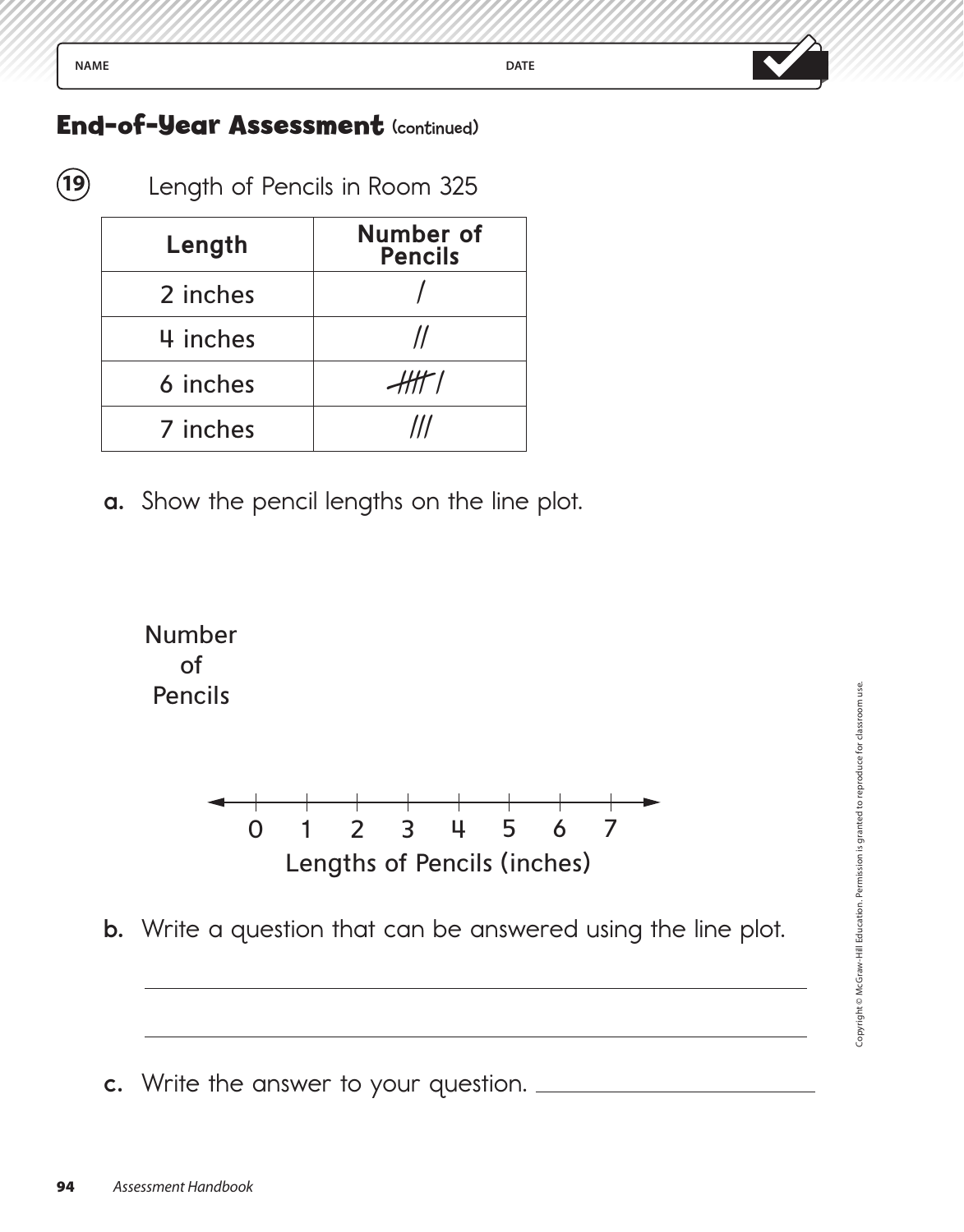NAME DATE

## End-of-Year Assessment (continued)

**19** Length of Pencils in Room 325

| Length | Number of Pencils |
| --- | --- |
| 2 inches | / |
| 4 inches | // |
| 6 inches | ~~////~~ / |
| 7 inches | /// |

**a.** Show the pencil lengths on the line plot.

Number of Pencils

0 1 2 3 4 5 6 7

Lengths of Pencils (inches)

**b.** Write a question that can be answered using the line plot.

______________________________________________

______________________________________________

**c.** Write the answer to your question. ____________________

Copyright © McGraw-Hill Education. Permission is granted to reproduce for classroom use.

*Assessment Handbook*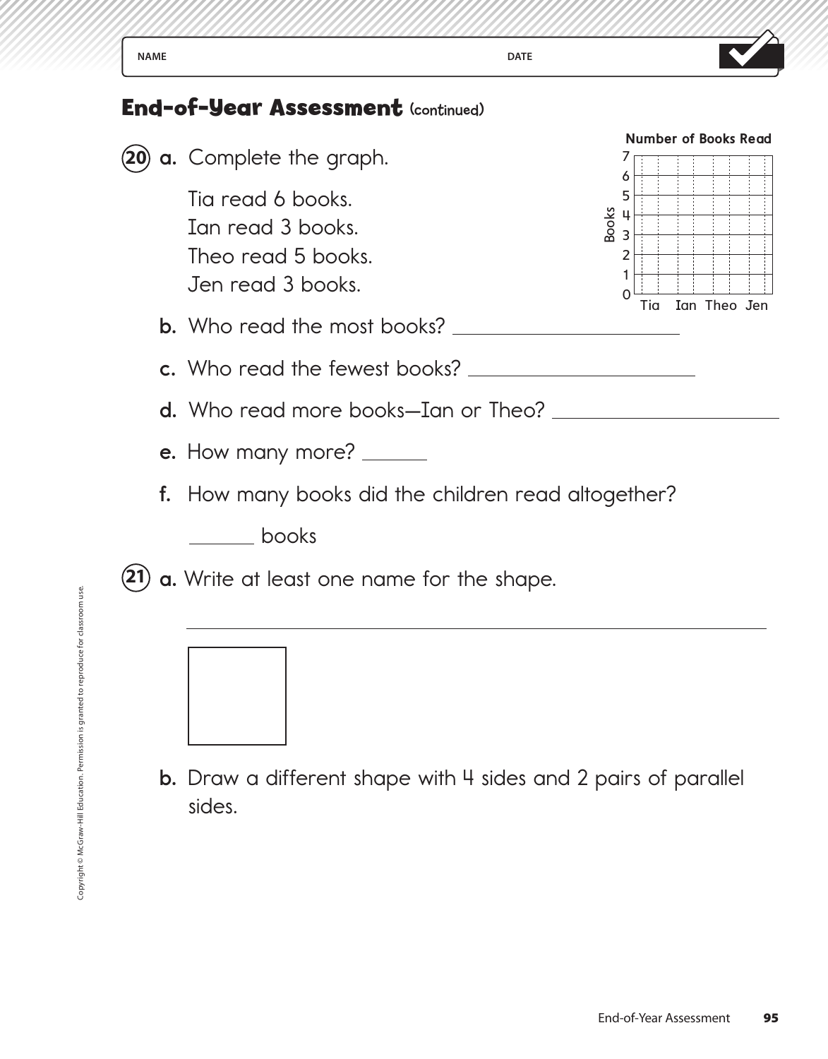NAME DATE

## End-of-Year Assessment (continued)

**20** **a.** Complete the graph.

Tia read 6 books.
Ian read 3 books.
Theo read 5 books.
Jen read 3 books.

**Number of Books Read**

| Books | Tia | Ian | Theo | Jen |
|---|---|---|---|---|
| 7 | | | | |
| 6 | | | | |
| 5 | | | | |
| 4 | | | | |
| 3 | | | | |
| 2 | | | | |
| 1 | | | | |
| 0 | | | | |

**b.** Who read the most books? ____________________

**c.** Who read the fewest books? ____________________

**d.** Who read more books—Ian or Theo? ____________________

**e.** How many more? ______

**f.** How many books did the children read altogether?

______ books

**21** **a.** Write at least one name for the shape.

________________________________________________

**b.** Draw a different shape with 4 sides and 2 pairs of parallel sides.

Copyright © McGraw-Hill Education. Permission is granted to reproduce for classroom use.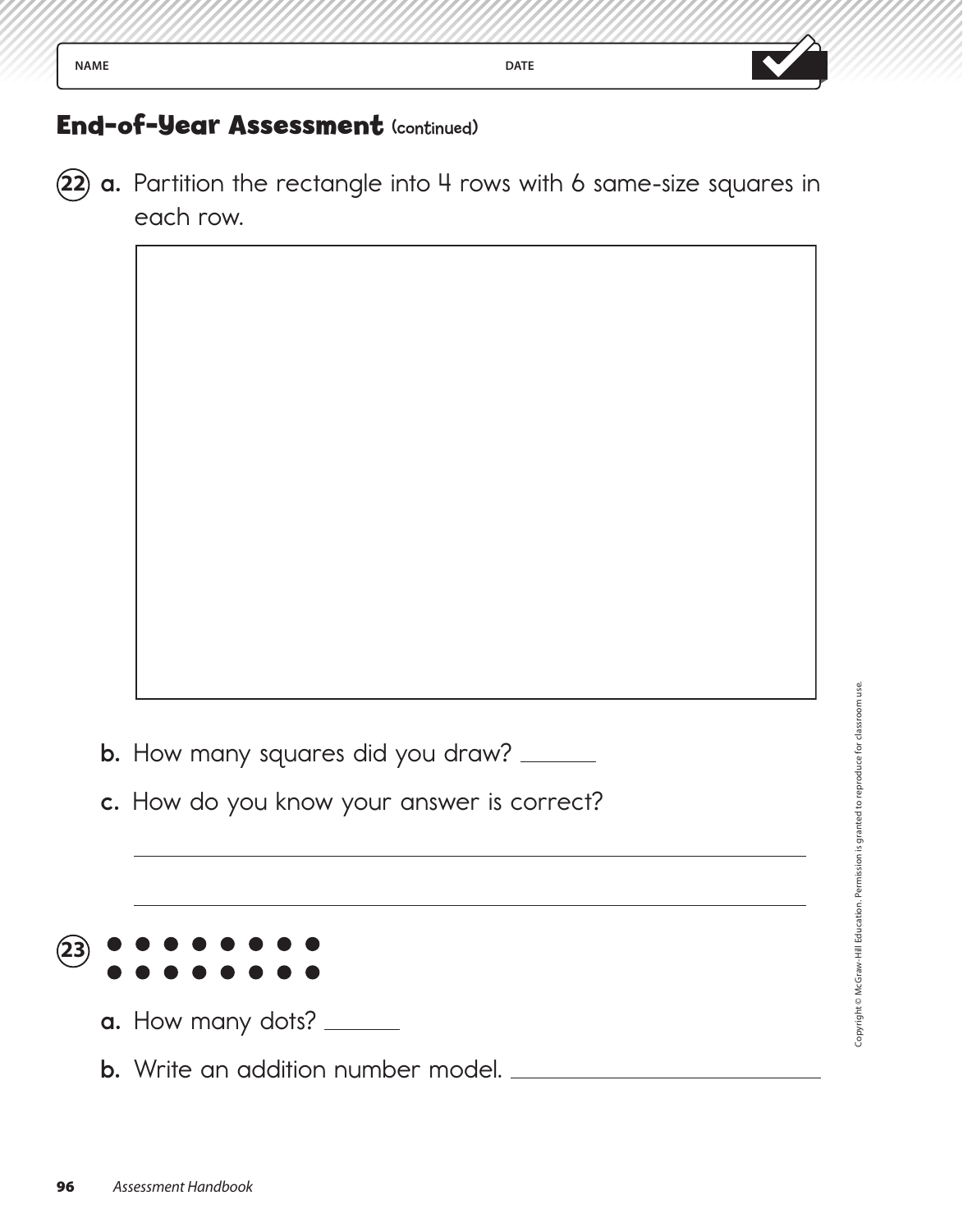NAME DATE

## End-of-Year Assessment (continued)

**22** **a.** Partition the rectangle into 4 rows with 6 same-size squares in each row.

**b.** How many squares did you draw? _______

**c.** How do you know your answer is correct?

_______________________________________________

_______________________________________________

**23** ● ● ● ● ● ● ● ●
● ● ● ● ● ● ● ●

**a.** How many dots? _______

**b.** Write an addition number model. _______________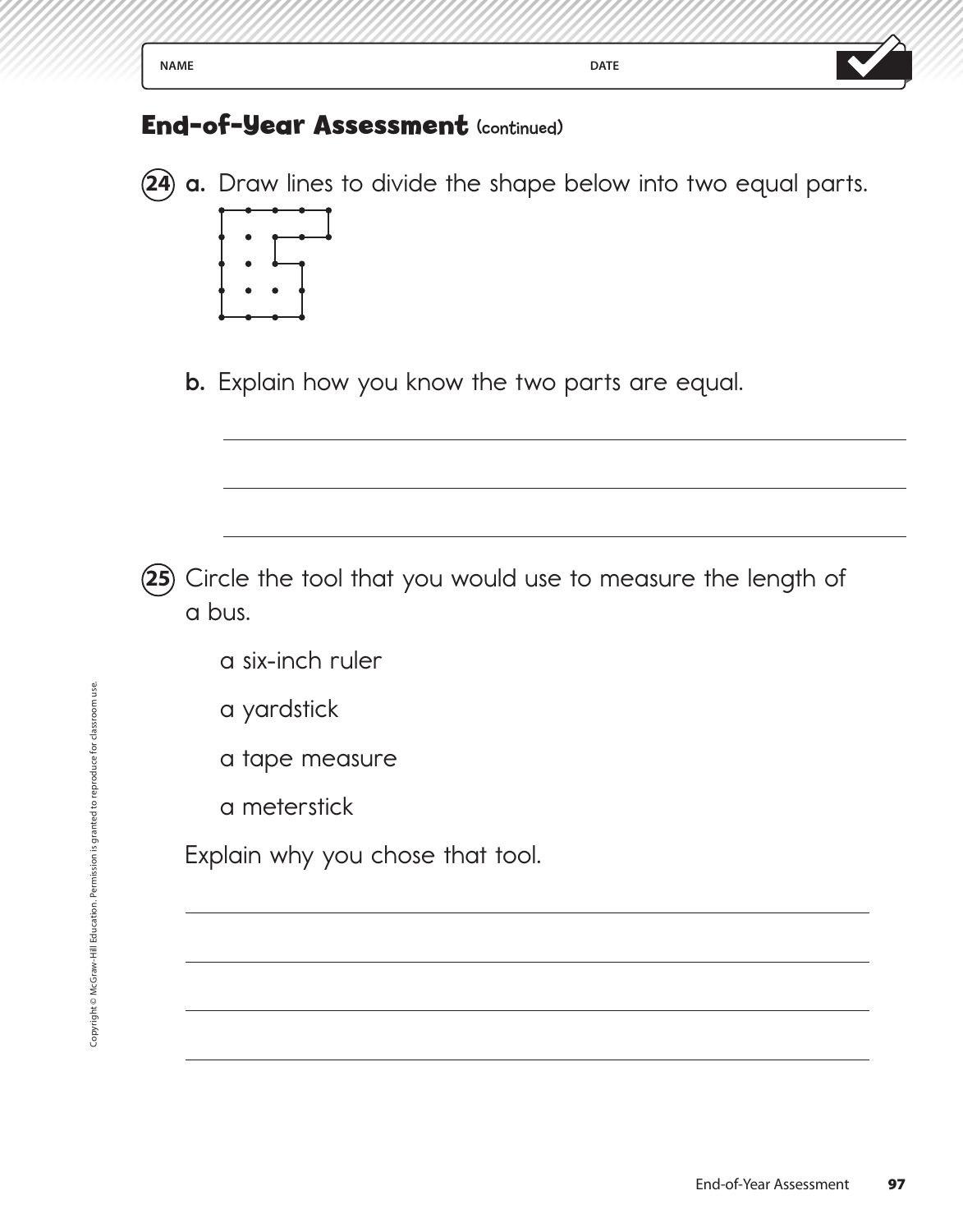NAME DATE

## End-of-Year Assessment (continued)

**24** **a.** Draw lines to divide the shape below into two equal parts.

**b.** Explain how you know the two parts are equal.

______________________________________________

______________________________________________

______________________________________________

**25** Circle the tool that you would use to measure the length of a bus.

a six-inch ruler

a yardstick

a tape measure

a meterstick

Explain why you chose that tool.

______________________________________________

______________________________________________

______________________________________________

______________________________________________

Copyright © McGraw-Hill Education. Permission is granted to reproduce for classroom use.